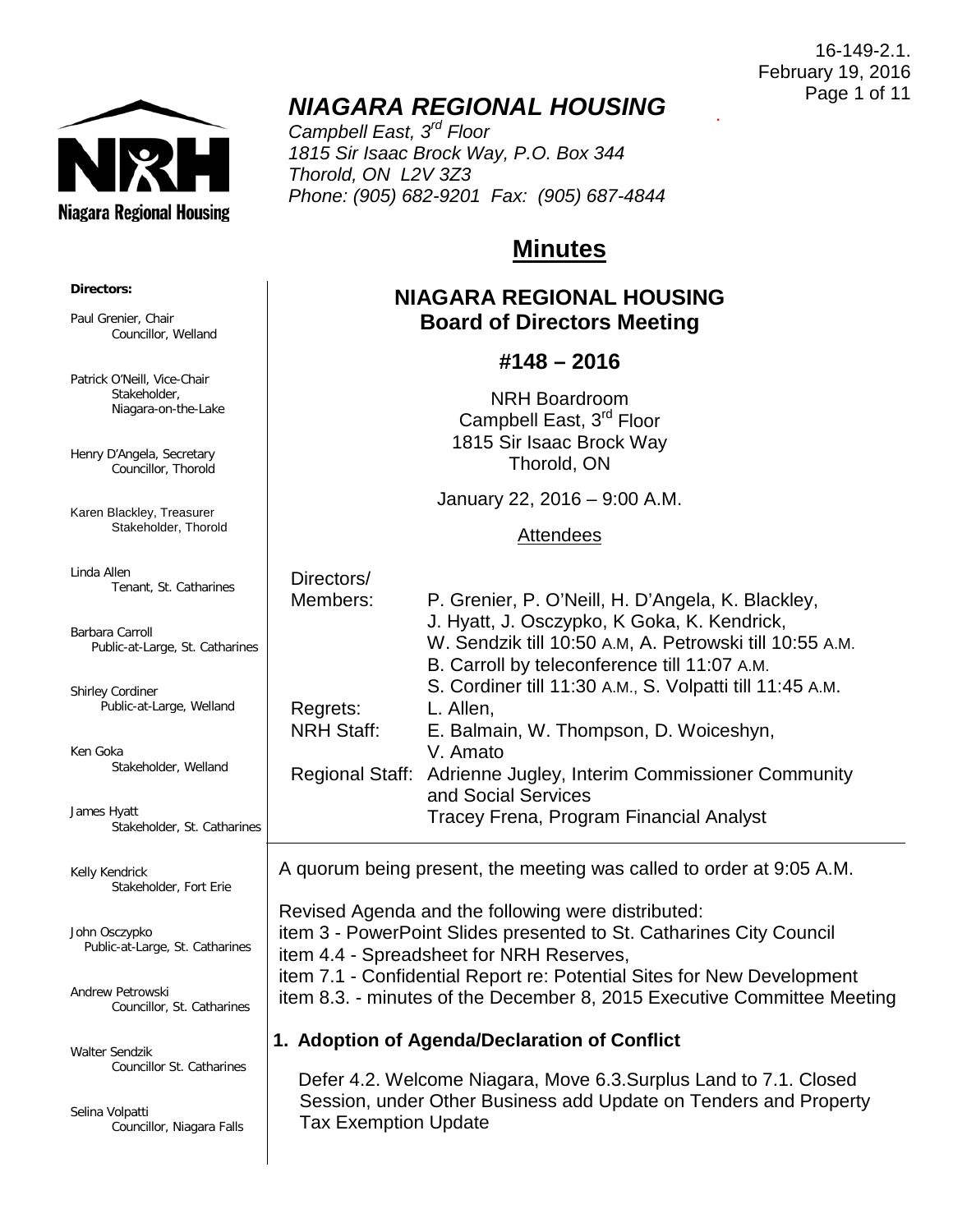16-149-2.1.
February 19, 2016

# *NIAGARA REGIONAL HOUSING*

*Campbell East, 3rd Floor*
*1815 Sir Isaac Brock Way, P.O. Box 344*
*Thorold, ON L2V 3Z3*
*Phone: (905) 682-9201 Fax: (905) 687-4844*

**Directors:**

Paul Grenier, Chair
Councillor, Welland

Patrick O'Neill, Vice-Chair
Stakeholder, Niagara-on-the-Lake

Henry D'Angela, Secretary
Councillor, Thorold

Karen Blackley, Treasurer
Stakeholder, Thorold

Linda Allen
Tenant, St. Catharines

Barbara Carroll
Public-at-Large, St. Catharines

Shirley Cordiner
Public-at-Large, Welland

Ken Goka
Stakeholder, Welland

James Hyatt
Stakeholder, St. Catharines

Kelly Kendrick
Stakeholder, Fort Erie

John Osczypko
Public-at-Large, St. Catharines

Andrew Petrowski
Councillor, St. Catharines

Walter Sendzik
Councillor St. Catharines

Selina Volpatti
Councillor, Niagara Falls

## Minutes

## NIAGARA REGIONAL HOUSING Board of Directors Meeting

### #148 – 2016

NRH Boardroom
Campbell East, 3rd Floor
1815 Sir Isaac Brock Way
Thorold, ON

January 22, 2016 – 9:00 A.M.

Attendees

| | |
|---|---|
| Directors/ Members: | P. Grenier, P. O'Neill, H. D'Angela, K. Blackley, J. Hyatt, J. Osczypko, K Goka, K. Kendrick, W. Sendzik till 10:50 A.M, A. Petrowski till 10:55 A.M. B. Carroll by teleconference till 11:07 A.M. S. Cordiner till 11:30 A.M., S. Volpatti till 11:45 A.M. |
| Regrets: | L. Allen, |
| NRH Staff: | E. Balmain, W. Thompson, D. Woiceshyn, V. Amato |
| Regional Staff: | Adrienne Jugley, Interim Commissioner Community and Social Services<br>Tracey Frena, Program Financial Analyst |

A quorum being present, the meeting was called to order at 9:05 A.M.

Revised Agenda and the following were distributed:
item 3 - PowerPoint Slides presented to St. Catharines City Council
item 4.4 - Spreadsheet for NRH Reserves,
item 7.1 - Confidential Report re: Potential Sites for New Development
item 8.3. - minutes of the December 8, 2015 Executive Committee Meeting

### 1. Adoption of Agenda/Declaration of Conflict

Defer 4.2. Welcome Niagara, Move 6.3.Surplus Land to 7.1. Closed Session, under Other Business add Update on Tenders and Property Tax Exemption Update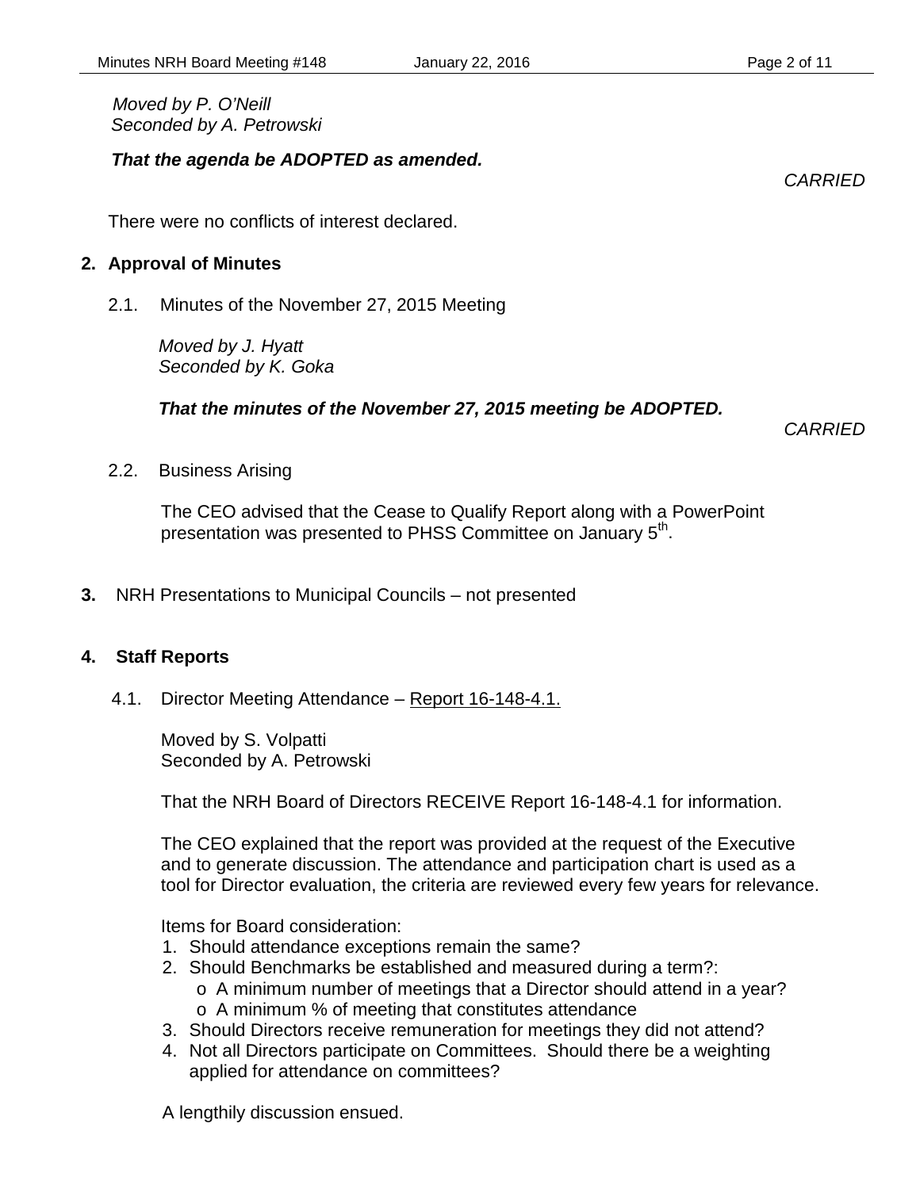*Moved by P. O'Neill*
*Seconded by A. Petrowski*

***That the agenda be ADOPTED as amended.***

*CARRIED*

There were no conflicts of interest declared.

## 2. Approval of Minutes

2.1. Minutes of the November 27, 2015 Meeting

*Moved by J. Hyatt*
*Seconded by K. Goka*

***That the minutes of the November 27, 2015 meeting be ADOPTED.***

*CARRIED*

2.2. Business Arising

The CEO advised that the Cease to Qualify Report along with a PowerPoint presentation was presented to PHSS Committee on January 5th.

## 3. NRH Presentations to Municipal Councils – not presented

## 4. Staff Reports

4.1. Director Meeting Attendance – Report 16-148-4.1.

Moved by S. Volpatti
Seconded by A. Petrowski

That the NRH Board of Directors RECEIVE Report 16-148-4.1 for information.

The CEO explained that the report was provided at the request of the Executive and to generate discussion. The attendance and participation chart is used as a tool for Director evaluation, the criteria are reviewed every few years for relevance.

Items for Board consideration:

1. Should attendance exceptions remain the same?
2. Should Benchmarks be established and measured during a term?:
   - A minimum number of meetings that a Director should attend in a year?
   - A minimum % of meeting that constitutes attendance
3. Should Directors receive remuneration for meetings they did not attend?
4. Not all Directors participate on Committees. Should there be a weighting applied for attendance on committees?

A lengthily discussion ensued.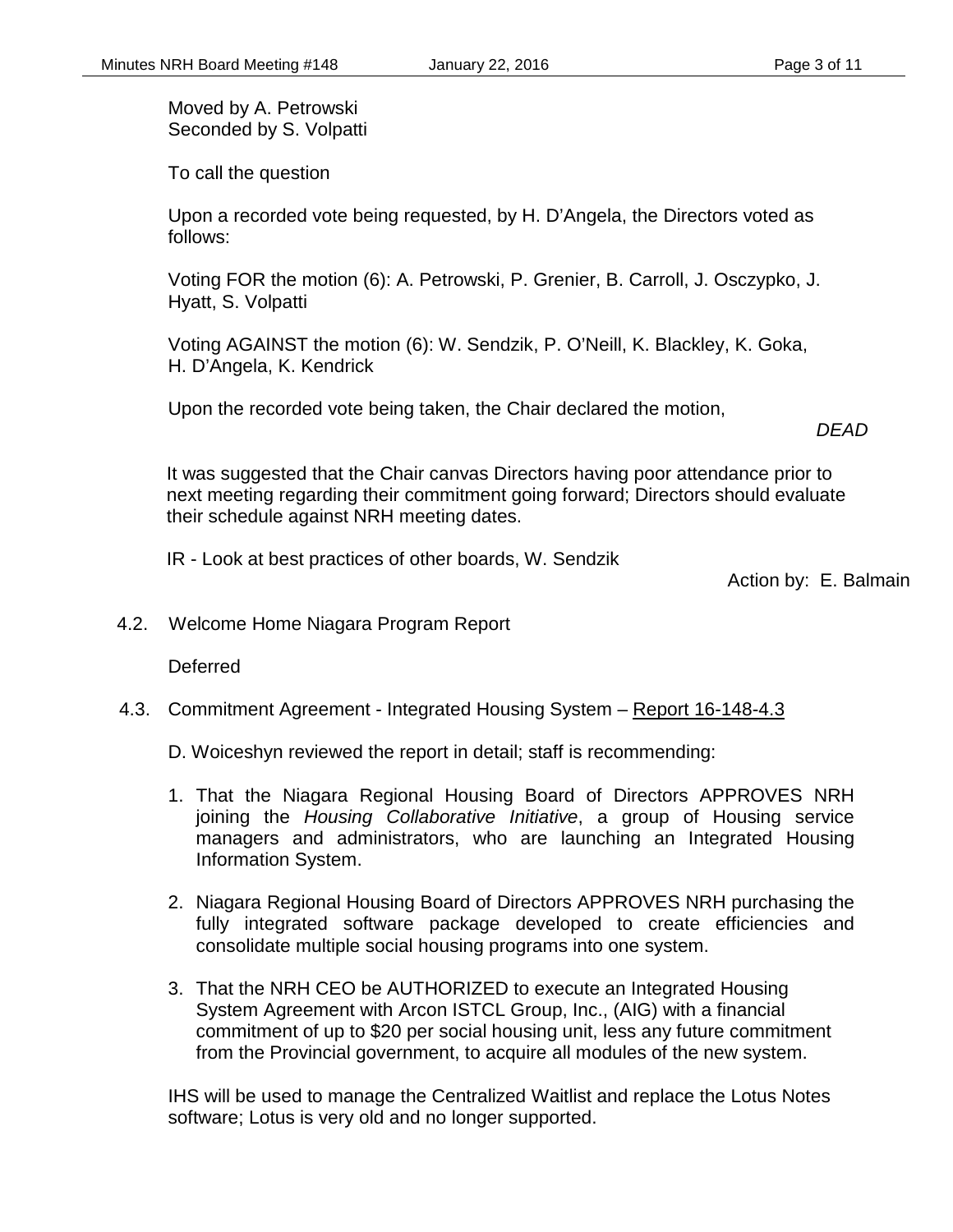Moved by A. Petrowski
Seconded by S. Volpatti

To call the question

Upon a recorded vote being requested, by H. D'Angela, the Directors voted as follows:

Voting FOR the motion (6): A. Petrowski, P. Grenier, B. Carroll, J. Osczypko, J. Hyatt, S. Volpatti

Voting AGAINST the motion (6): W. Sendzik, P. O'Neill, K. Blackley, K. Goka, H. D'Angela, K. Kendrick

Upon the recorded vote being taken, the Chair declared the motion,

*DEAD*

It was suggested that the Chair canvas Directors having poor attendance prior to next meeting regarding their commitment going forward; Directors should evaluate their schedule against NRH meeting dates.

IR - Look at best practices of other boards, W. Sendzik

Action by: E. Balmain

4.2. Welcome Home Niagara Program Report

Deferred

4.3. Commitment Agreement - Integrated Housing System – Report 16-148-4.3

D. Woiceshyn reviewed the report in detail; staff is recommending:

1. That the Niagara Regional Housing Board of Directors APPROVES NRH joining the *Housing Collaborative Initiative*, a group of Housing service managers and administrators, who are launching an Integrated Housing Information System.
2. Niagara Regional Housing Board of Directors APPROVES NRH purchasing the fully integrated software package developed to create efficiencies and consolidate multiple social housing programs into one system.
3. That the NRH CEO be AUTHORIZED to execute an Integrated Housing System Agreement with Arcon ISTCL Group, Inc., (AIG) with a financial commitment of up to $20 per social housing unit, less any future commitment from the Provincial government, to acquire all modules of the new system.

IHS will be used to manage the Centralized Waitlist and replace the Lotus Notes software; Lotus is very old and no longer supported.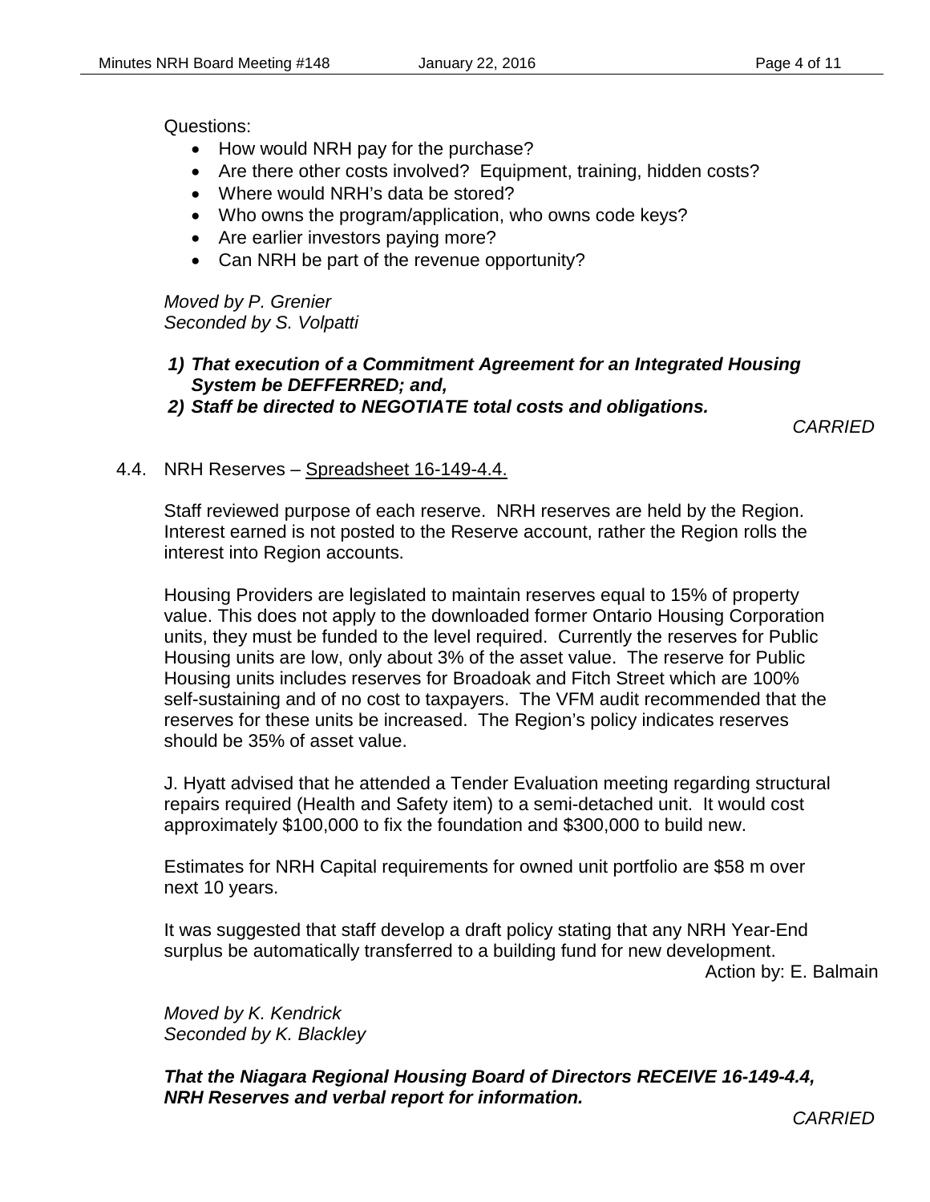Questions:

- How would NRH pay for the purchase?
- Are there other costs involved? Equipment, training, hidden costs?
- Where would NRH's data be stored?
- Who owns the program/application, who owns code keys?
- Are earlier investors paying more?
- Can NRH be part of the revenue opportunity?

*Moved by P. Grenier*
*Seconded by S. Volpatti*

***1) That execution of a Commitment Agreement for an Integrated Housing System be DEFFERRED; and,***
***2) Staff be directed to NEGOTIATE total costs and obligations.***

*CARRIED*

4.4. NRH Reserves – Spreadsheet 16-149-4.4.

Staff reviewed purpose of each reserve. NRH reserves are held by the Region. Interest earned is not posted to the Reserve account, rather the Region rolls the interest into Region accounts.

Housing Providers are legislated to maintain reserves equal to 15% of property value. This does not apply to the downloaded former Ontario Housing Corporation units, they must be funded to the level required. Currently the reserves for Public Housing units are low, only about 3% of the asset value. The reserve for Public Housing units includes reserves for Broadoak and Fitch Street which are 100% self-sustaining and of no cost to taxpayers. The VFM audit recommended that the reserves for these units be increased. The Region's policy indicates reserves should be 35% of asset value.

J. Hyatt advised that he attended a Tender Evaluation meeting regarding structural repairs required (Health and Safety item) to a semi-detached unit. It would cost approximately $100,000 to fix the foundation and $300,000 to build new.

Estimates for NRH Capital requirements for owned unit portfolio are $58 m over next 10 years.

It was suggested that staff develop a draft policy stating that any NRH Year-End surplus be automatically transferred to a building fund for new development.

Action by: E. Balmain

*Moved by K. Kendrick*
*Seconded by K. Blackley*

***That the Niagara Regional Housing Board of Directors RECEIVE 16-149-4.4, NRH Reserves and verbal report for information.***

*CARRIED*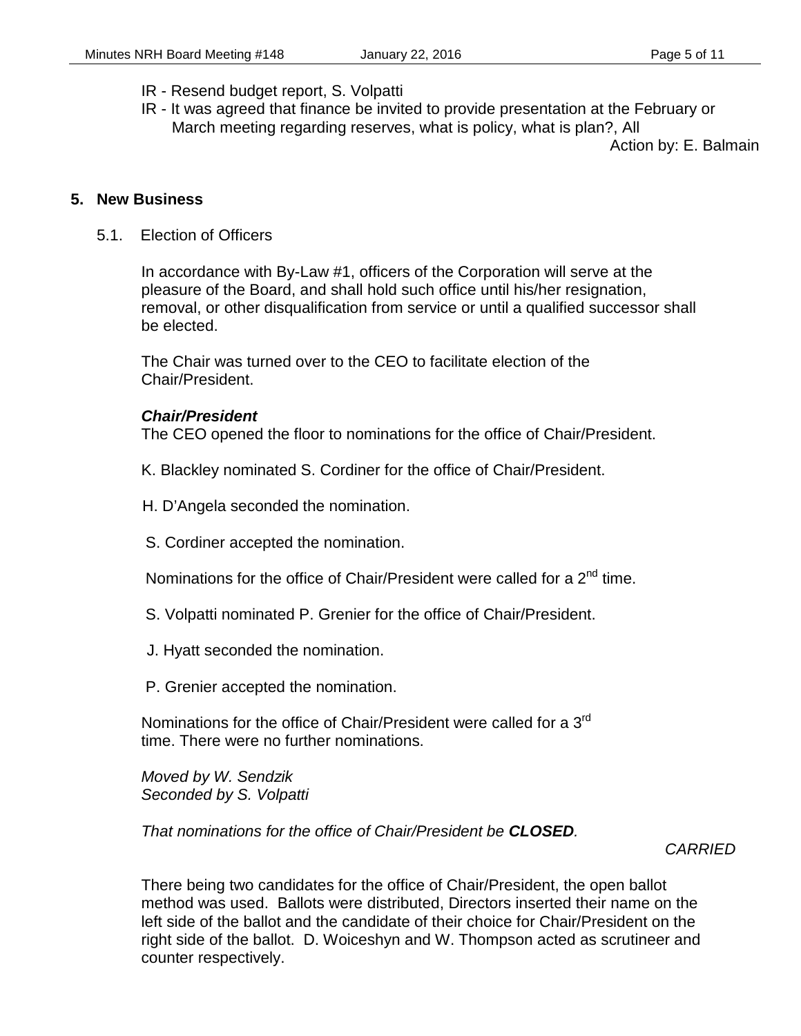IR - Resend budget report, S. Volpatti

IR - It was agreed that finance be invited to provide presentation at the February or March meeting regarding reserves, what is policy, what is plan?, All

Action by: E. Balmain

## 5. New Business

### 5.1. Election of Officers

In accordance with By-Law #1, officers of the Corporation will serve at the pleasure of the Board, and shall hold such office until his/her resignation, removal, or other disqualification from service or until a qualified successor shall be elected.

The Chair was turned over to the CEO to facilitate election of the Chair/President.

***Chair/President***

The CEO opened the floor to nominations for the office of Chair/President.

K. Blackley nominated S. Cordiner for the office of Chair/President.

H. D'Angela seconded the nomination.

S. Cordiner accepted the nomination.

Nominations for the office of Chair/President were called for a 2nd time.

S. Volpatti nominated P. Grenier for the office of Chair/President.

J. Hyatt seconded the nomination.

P. Grenier accepted the nomination.

Nominations for the office of Chair/President were called for a 3rd time. There were no further nominations.

*Moved by W. Sendzik*
*Seconded by S. Volpatti*

*That nominations for the office of Chair/President be **CLOSED**.*

*CARRIED*

There being two candidates for the office of Chair/President, the open ballot method was used. Ballots were distributed, Directors inserted their name on the left side of the ballot and the candidate of their choice for Chair/President on the right side of the ballot. D. Woiceshyn and W. Thompson acted as scrutineer and counter respectively.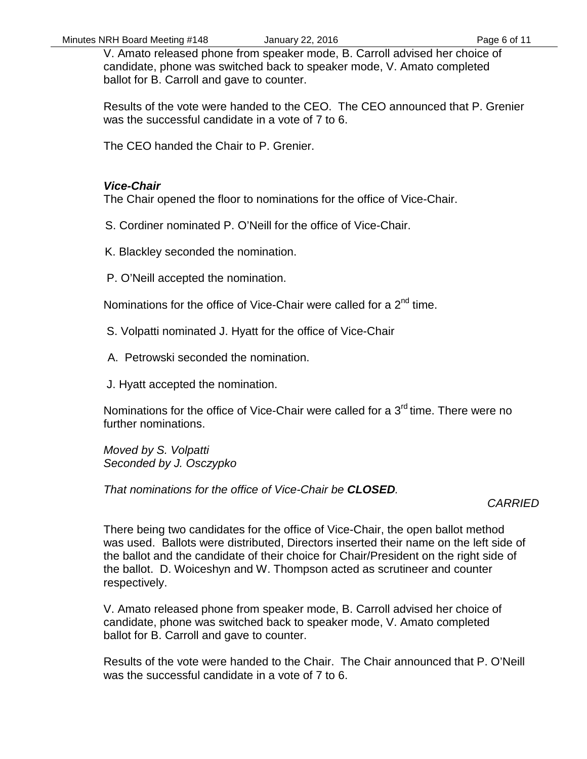V. Amato released phone from speaker mode, B. Carroll advised her choice of candidate, phone was switched back to speaker mode, V. Amato completed ballot for B. Carroll and gave to counter.

Results of the vote were handed to the CEO. The CEO announced that P. Grenier was the successful candidate in a vote of 7 to 6.

The CEO handed the Chair to P. Grenier.

***Vice-Chair***

The Chair opened the floor to nominations for the office of Vice-Chair.

S. Cordiner nominated P. O'Neill for the office of Vice-Chair.

K. Blackley seconded the nomination.

P. O'Neill accepted the nomination.

Nominations for the office of Vice-Chair were called for a 2nd time.

S. Volpatti nominated J. Hyatt for the office of Vice-Chair

A. Petrowski seconded the nomination.

J. Hyatt accepted the nomination.

Nominations for the office of Vice-Chair were called for a 3rd time. There were no further nominations.

*Moved by S. Volpatti*
*Seconded by J. Osczypko*

*That nominations for the office of Vice-Chair be **CLOSED**.*

*CARRIED*

There being two candidates for the office of Vice-Chair, the open ballot method was used. Ballots were distributed, Directors inserted their name on the left side of the ballot and the candidate of their choice for Chair/President on the right side of the ballot. D. Woiceshyn and W. Thompson acted as scrutineer and counter respectively.

V. Amato released phone from speaker mode, B. Carroll advised her choice of candidate, phone was switched back to speaker mode, V. Amato completed ballot for B. Carroll and gave to counter.

Results of the vote were handed to the Chair. The Chair announced that P. O'Neill was the successful candidate in a vote of 7 to 6.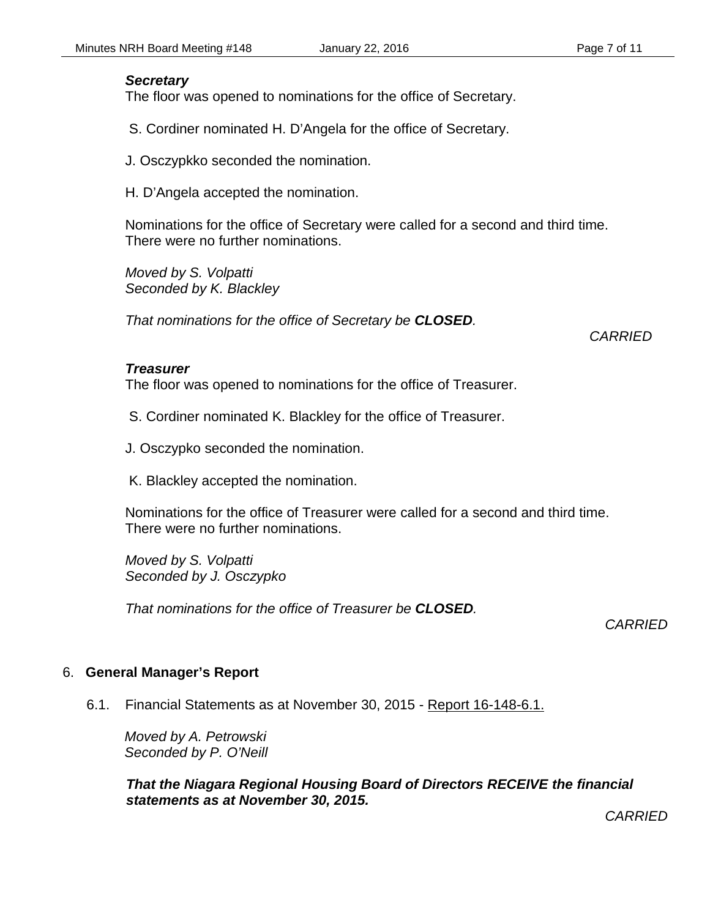***Secretary***

The floor was opened to nominations for the office of Secretary.

S. Cordiner nominated H. D'Angela for the office of Secretary.

J. Osczypkko seconded the nomination.

H. D'Angela accepted the nomination.

Nominations for the office of Secretary were called for a second and third time. There were no further nominations.

*Moved by S. Volpatti*
*Seconded by K. Blackley*

*That nominations for the office of Secretary be* ***CLOSED****.*

*CARRIED*

***Treasurer***

The floor was opened to nominations for the office of Treasurer.

S. Cordiner nominated K. Blackley for the office of Treasurer.

J. Osczypko seconded the nomination.

K. Blackley accepted the nomination.

Nominations for the office of Treasurer were called for a second and third time. There were no further nominations.

*Moved by S. Volpatti*
*Seconded by J. Osczypko*

*That nominations for the office of Treasurer be* ***CLOSED****.*

*CARRIED*

## 6. **General Manager's Report**

6.1. Financial Statements as at November 30, 2015 - Report 16-148-6.1.

*Moved by A. Petrowski*
*Seconded by P. O'Neill*

***That the Niagara Regional Housing Board of Directors RECEIVE the financial statements as at November 30, 2015.***

*CARRIED*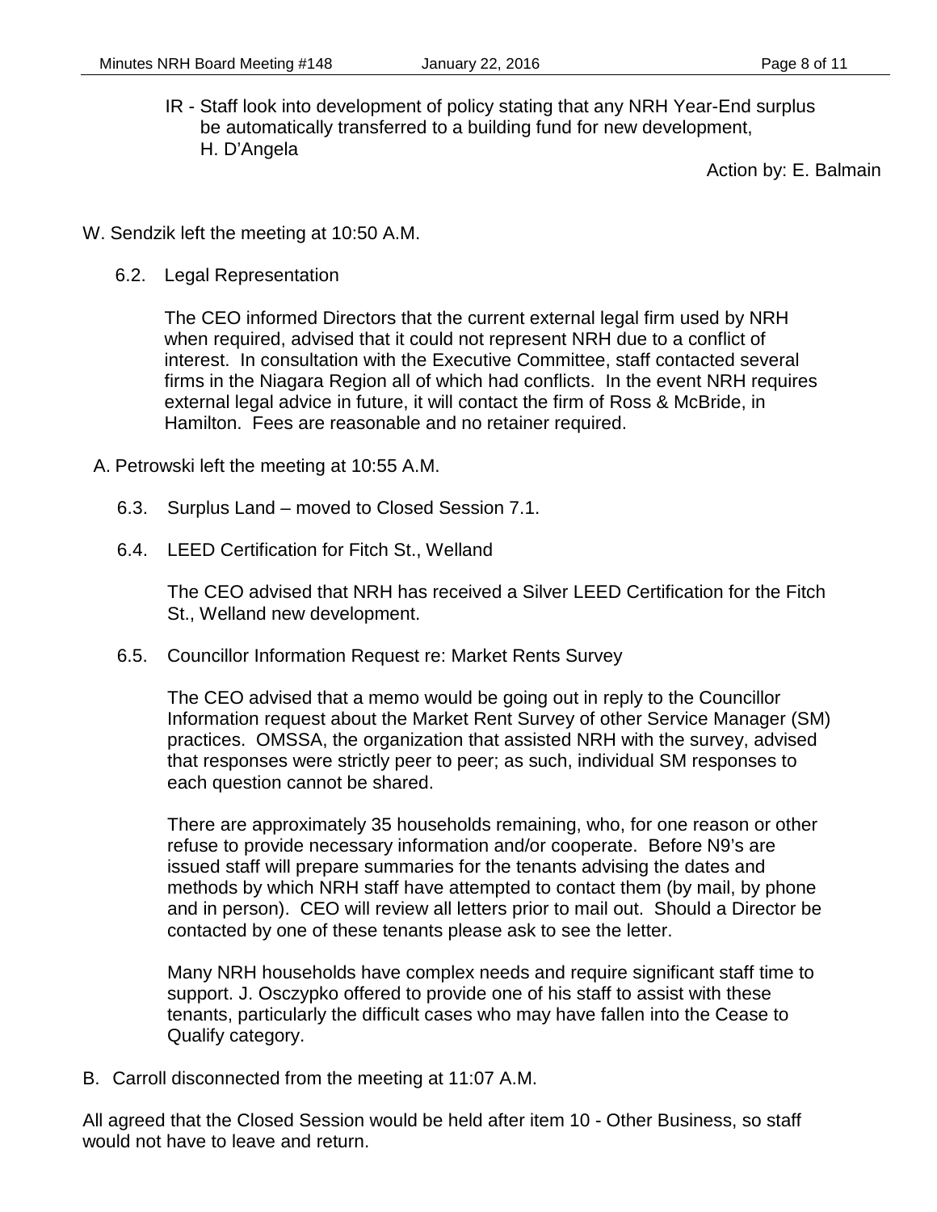IR - Staff look into development of policy stating that any NRH Year-End surplus be automatically transferred to a building fund for new development, H. D'Angela

Action by: E. Balmain

W. Sendzik left the meeting at 10:50 A.M.

6.2. Legal Representation

The CEO informed Directors that the current external legal firm used by NRH when required, advised that it could not represent NRH due to a conflict of interest. In consultation with the Executive Committee, staff contacted several firms in the Niagara Region all of which had conflicts. In the event NRH requires external legal advice in future, it will contact the firm of Ross & McBride, in Hamilton. Fees are reasonable and no retainer required.

A. Petrowski left the meeting at 10:55 A.M.

6.3. Surplus Land – moved to Closed Session 7.1.

6.4. LEED Certification for Fitch St., Welland

The CEO advised that NRH has received a Silver LEED Certification for the Fitch St., Welland new development.

6.5. Councillor Information Request re: Market Rents Survey

The CEO advised that a memo would be going out in reply to the Councillor Information request about the Market Rent Survey of other Service Manager (SM) practices. OMSSA, the organization that assisted NRH with the survey, advised that responses were strictly peer to peer; as such, individual SM responses to each question cannot be shared.

There are approximately 35 households remaining, who, for one reason or other refuse to provide necessary information and/or cooperate. Before N9's are issued staff will prepare summaries for the tenants advising the dates and methods by which NRH staff have attempted to contact them (by mail, by phone and in person). CEO will review all letters prior to mail out. Should a Director be contacted by one of these tenants please ask to see the letter.

Many NRH households have complex needs and require significant staff time to support. J. Osczypko offered to provide one of his staff to assist with these tenants, particularly the difficult cases who may have fallen into the Cease to Qualify category.

B. Carroll disconnected from the meeting at 11:07 A.M.

All agreed that the Closed Session would be held after item 10 - Other Business, so staff would not have to leave and return.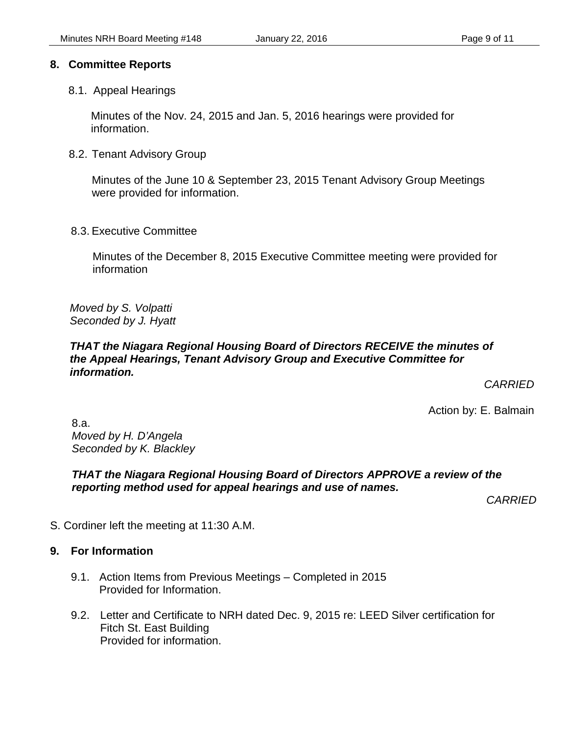## 8. Committee Reports

8.1. Appeal Hearings

Minutes of the Nov. 24, 2015 and Jan. 5, 2016 hearings were provided for information.

8.2. Tenant Advisory Group

Minutes of the June 10 & September 23, 2015 Tenant Advisory Group Meetings were provided for information.

8.3. Executive Committee

Minutes of the December 8, 2015 Executive Committee meeting were provided for information

*Moved by S. Volpatti*
*Seconded by J. Hyatt*

***THAT the Niagara Regional Housing Board of Directors RECEIVE the minutes of the Appeal Hearings, Tenant Advisory Group and Executive Committee for information.***

*CARRIED*

Action by: E. Balmain

8.a.
*Moved by H. D'Angela*
*Seconded by K. Blackley*

***THAT the Niagara Regional Housing Board of Directors APPROVE a review of the reporting method used for appeal hearings and use of names.***

*CARRIED*

S. Cordiner left the meeting at 11:30 A.M.

## 9. For Information

9.1. Action Items from Previous Meetings – Completed in 2015
Provided for Information.

9.2. Letter and Certificate to NRH dated Dec. 9, 2015 re: LEED Silver certification for Fitch St. East Building
Provided for information.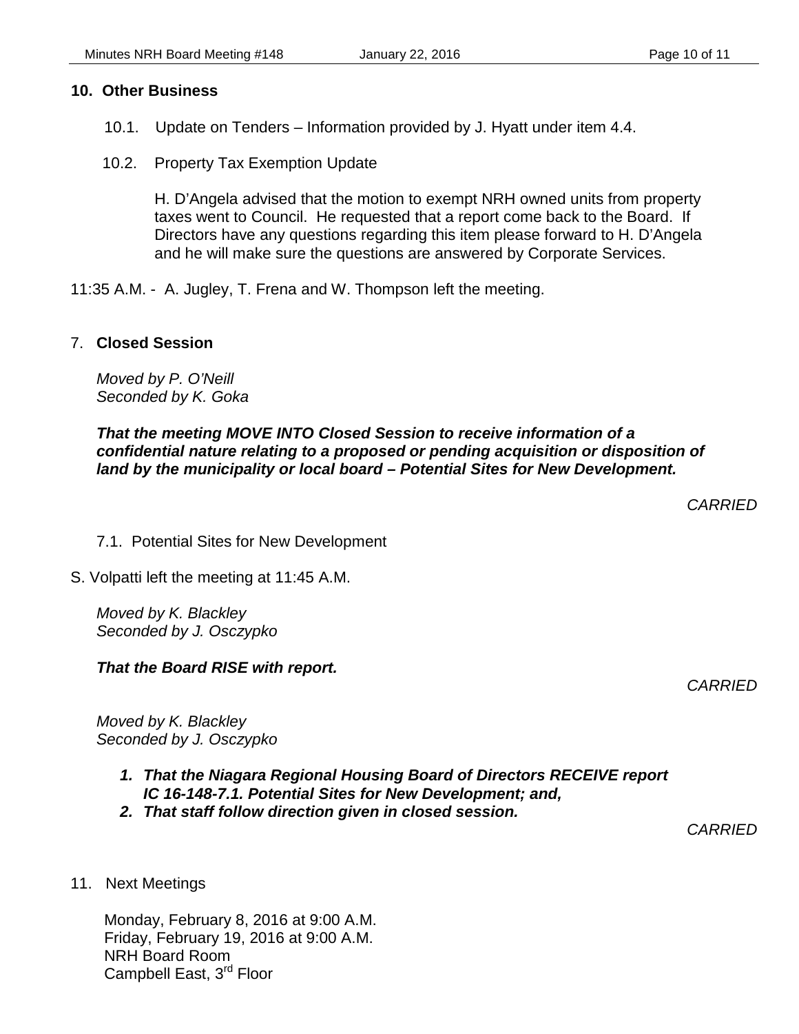## 10. Other Business

10.1. Update on Tenders – Information provided by J. Hyatt under item 4.4.

10.2. Property Tax Exemption Update

H. D'Angela advised that the motion to exempt NRH owned units from property taxes went to Council. He requested that a report come back to the Board. If Directors have any questions regarding this item please forward to H. D'Angela and he will make sure the questions are answered by Corporate Services.

11:35 A.M. - A. Jugley, T. Frena and W. Thompson left the meeting.

## 7. Closed Session

*Moved by P. O'Neill*
*Seconded by K. Goka*

***That the meeting MOVE INTO Closed Session to receive information of a confidential nature relating to a proposed or pending acquisition or disposition of land by the municipality or local board – Potential Sites for New Development.***

*CARRIED*

7.1. Potential Sites for New Development

S. Volpatti left the meeting at 11:45 A.M.

*Moved by K. Blackley*
*Seconded by J. Osczypko*

***That the Board RISE with report.***

*CARRIED*

*Moved by K. Blackley*
*Seconded by J. Osczypko*

1. ***That the Niagara Regional Housing Board of Directors RECEIVE report IC 16-148-7.1. Potential Sites for New Development; and,***
2. ***That staff follow direction given in closed session.***

*CARRIED*

## 11. Next Meetings

Monday, February 8, 2016 at 9:00 A.M.
Friday, February 19, 2016 at 9:00 A.M.
NRH Board Room
Campbell East, 3rd Floor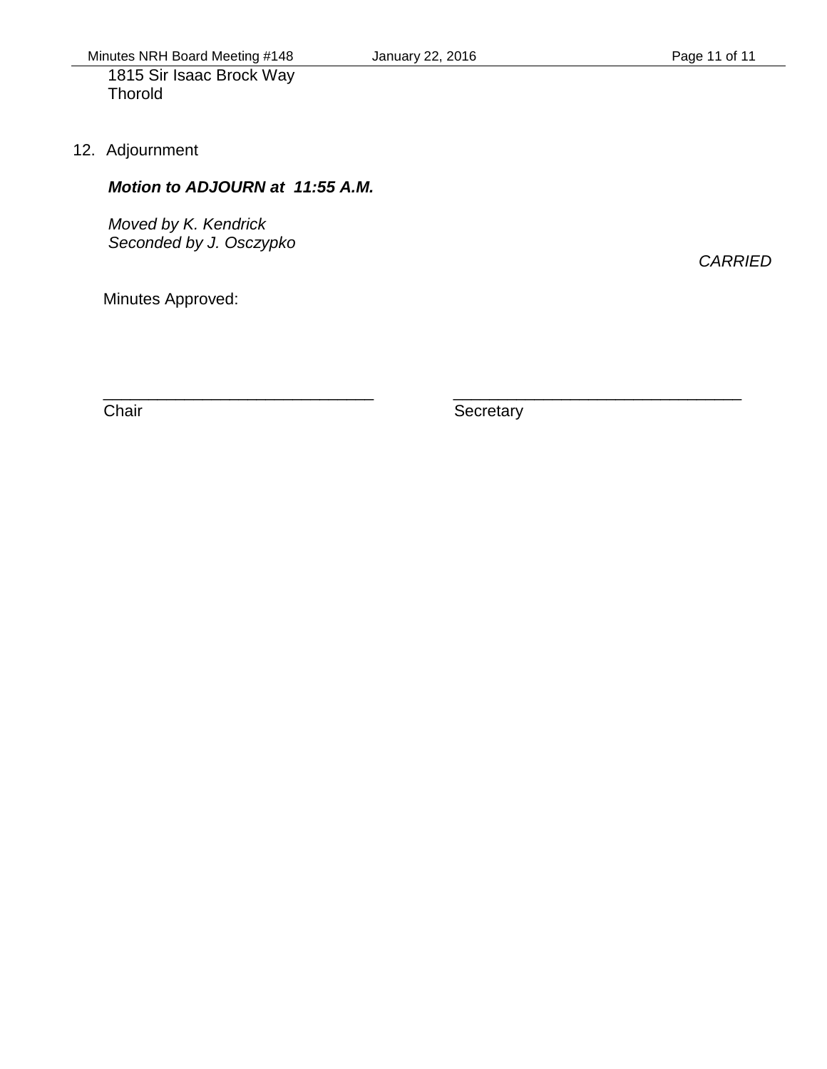1815 Sir Isaac Brock Way
Thorold

12. Adjournment

***Motion to ADJOURN at 11:55 A.M.***

*Moved by K. Kendrick*
*Seconded by J. Osczypko*

*CARRIED*

Minutes Approved:

\_\_\_\_\_\_\_\_\_\_\_\_\_\_\_\_\_\_\_\_\_\_\_\_\_\_\_\_\_\_\_\_
Chair

\_\_\_\_\_\_\_\_\_\_\_\_\_\_\_\_\_\_\_\_\_\_\_\_\_\_\_\_\_\_\_\_
Secretary